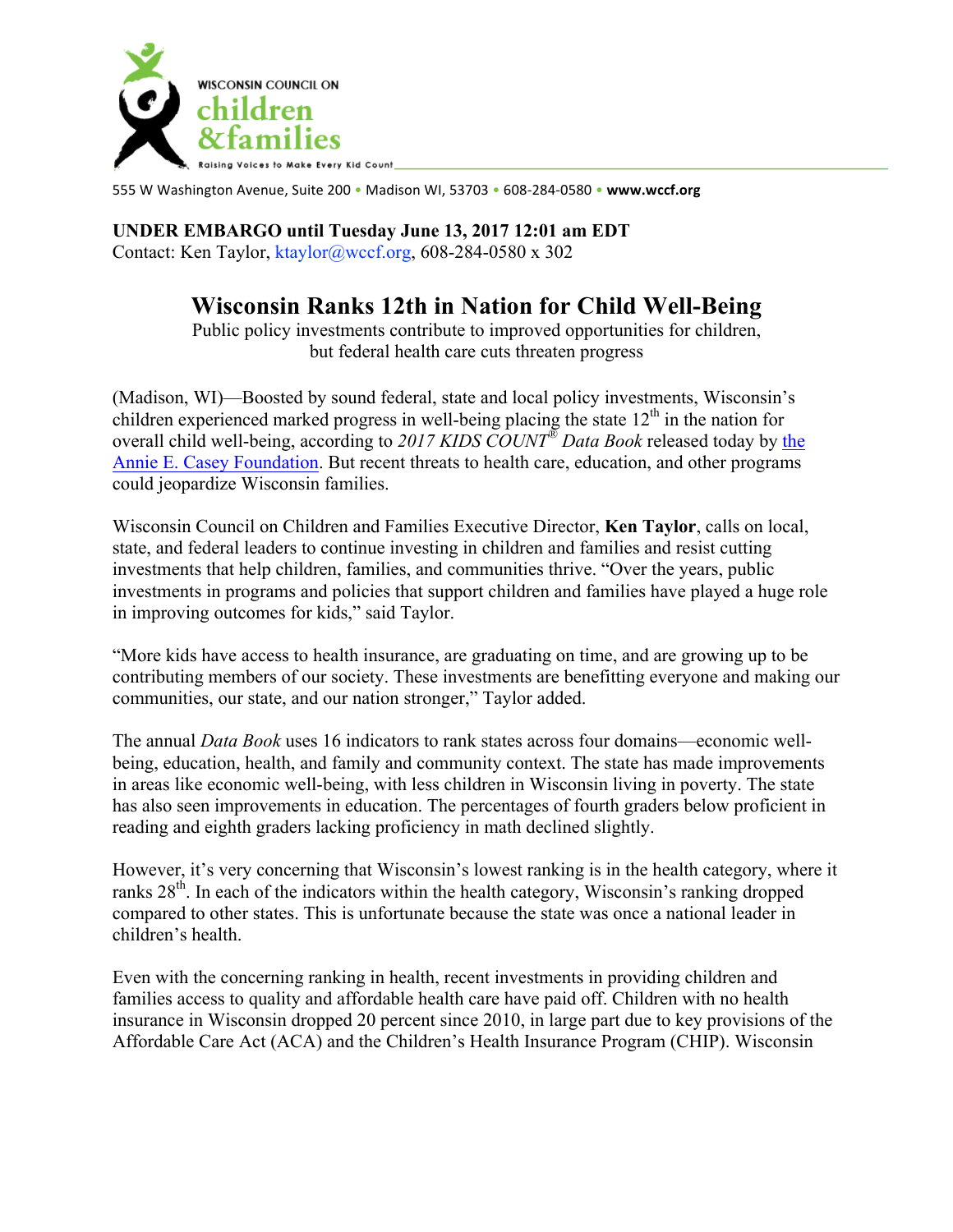WISCONSIN COUNCIL ON
children
&families
Raising Voices to Make Every Kid Count

555 W Washington Avenue, Suite 200 • Madison WI, 53703 • 608-284-0580 • **www.wccf.org**

**UNDER EMBARGO until Tuesday June 13, 2017 12:01 am EDT**
Contact: Ken Taylor, ktaylor@wccf.org, 608-284-0580 x 302

# Wisconsin Ranks 12th in Nation for Child Well-Being

Public policy investments contribute to improved opportunities for children, but federal health care cuts threaten progress

(Madison, WI)—Boosted by sound federal, state and local policy investments, Wisconsin's children experienced marked progress in well-being placing the state 12th in the nation for overall child well-being, according to *2017 KIDS COUNT® Data Book* released today by the Annie E. Casey Foundation. But recent threats to health care, education, and other programs could jeopardize Wisconsin families.

Wisconsin Council on Children and Families Executive Director, **Ken Taylor**, calls on local, state, and federal leaders to continue investing in children and families and resist cutting investments that help children, families, and communities thrive. "Over the years, public investments in programs and policies that support children and families have played a huge role in improving outcomes for kids," said Taylor.

"More kids have access to health insurance, are graduating on time, and are growing up to be contributing members of our society. These investments are benefitting everyone and making our communities, our state, and our nation stronger," Taylor added.

The annual *Data Book* uses 16 indicators to rank states across four domains—economic well-being, education, health, and family and community context. The state has made improvements in areas like economic well-being, with less children in Wisconsin living in poverty. The state has also seen improvements in education. The percentages of fourth graders below proficient in reading and eighth graders lacking proficiency in math declined slightly.

However, it's very concerning that Wisconsin's lowest ranking is in the health category, where it ranks 28th. In each of the indicators within the health category, Wisconsin's ranking dropped compared to other states. This is unfortunate because the state was once a national leader in children's health.

Even with the concerning ranking in health, recent investments in providing children and families access to quality and affordable health care have paid off. Children with no health insurance in Wisconsin dropped 20 percent since 2010, in large part due to key provisions of the Affordable Care Act (ACA) and the Children's Health Insurance Program (CHIP). Wisconsin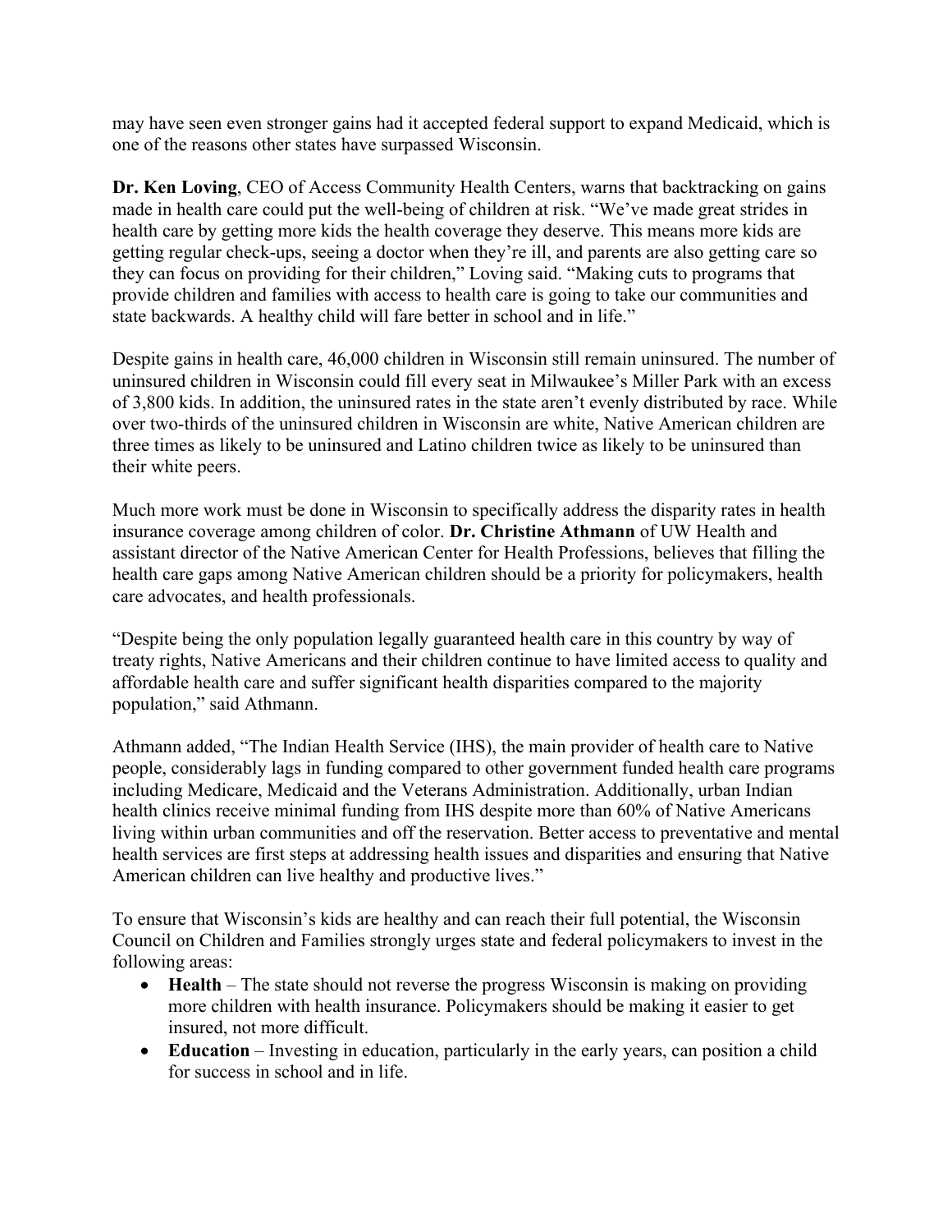may have seen even stronger gains had it accepted federal support to expand Medicaid, which is one of the reasons other states have surpassed Wisconsin.

**Dr. Ken Loving**, CEO of Access Community Health Centers, warns that backtracking on gains made in health care could put the well-being of children at risk. "We've made great strides in health care by getting more kids the health coverage they deserve. This means more kids are getting regular check-ups, seeing a doctor when they're ill, and parents are also getting care so they can focus on providing for their children," Loving said. "Making cuts to programs that provide children and families with access to health care is going to take our communities and state backwards. A healthy child will fare better in school and in life."

Despite gains in health care, 46,000 children in Wisconsin still remain uninsured. The number of uninsured children in Wisconsin could fill every seat in Milwaukee's Miller Park with an excess of 3,800 kids. In addition, the uninsured rates in the state aren't evenly distributed by race. While over two-thirds of the uninsured children in Wisconsin are white, Native American children are three times as likely to be uninsured and Latino children twice as likely to be uninsured than their white peers.

Much more work must be done in Wisconsin to specifically address the disparity rates in health insurance coverage among children of color. **Dr. Christine Athmann** of UW Health and assistant director of the Native American Center for Health Professions, believes that filling the health care gaps among Native American children should be a priority for policymakers, health care advocates, and health professionals.

"Despite being the only population legally guaranteed health care in this country by way of treaty rights, Native Americans and their children continue to have limited access to quality and affordable health care and suffer significant health disparities compared to the majority population," said Athmann.

Athmann added, "The Indian Health Service (IHS), the main provider of health care to Native people, considerably lags in funding compared to other government funded health care programs including Medicare, Medicaid and the Veterans Administration. Additionally, urban Indian health clinics receive minimal funding from IHS despite more than 60% of Native Americans living within urban communities and off the reservation. Better access to preventative and mental health services are first steps at addressing health issues and disparities and ensuring that Native American children can live healthy and productive lives."

To ensure that Wisconsin's kids are healthy and can reach their full potential, the Wisconsin Council on Children and Families strongly urges state and federal policymakers to invest in the following areas:

- **Health** – The state should not reverse the progress Wisconsin is making on providing more children with health insurance. Policymakers should be making it easier to get insured, not more difficult.
- **Education** – Investing in education, particularly in the early years, can position a child for success in school and in life.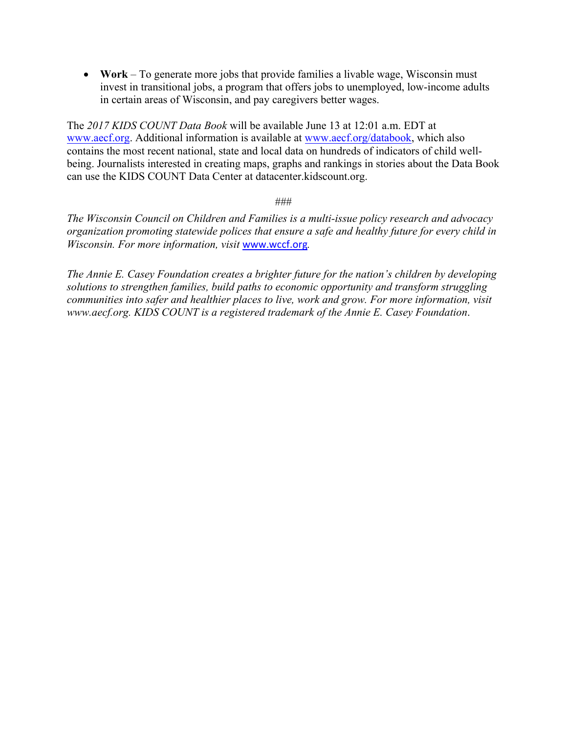- **Work** – To generate more jobs that provide families a livable wage, Wisconsin must invest in transitional jobs, a program that offers jobs to unemployed, low-income adults in certain areas of Wisconsin, and pay caregivers better wages.

The *2017 KIDS COUNT Data Book* will be available June 13 at 12:01 a.m. EDT at www.aecf.org. Additional information is available at www.aecf.org/databook, which also contains the most recent national, state and local data on hundreds of indicators of child well-being. Journalists interested in creating maps, graphs and rankings in stories about the Data Book can use the KIDS COUNT Data Center at datacenter.kidscount.org.

###

*The Wisconsin Council on Children and Families is a multi-issue policy research and advocacy organization promoting statewide polices that ensure a safe and healthy future for every child in Wisconsin. For more information, visit* www.wccf.org*.*

*The Annie E. Casey Foundation creates a brighter future for the nation's children by developing solutions to strengthen families, build paths to economic opportunity and transform struggling communities into safer and healthier places to live, work and grow. For more information, visit www.aecf.org. KIDS COUNT is a registered trademark of the Annie E. Casey Foundation.*